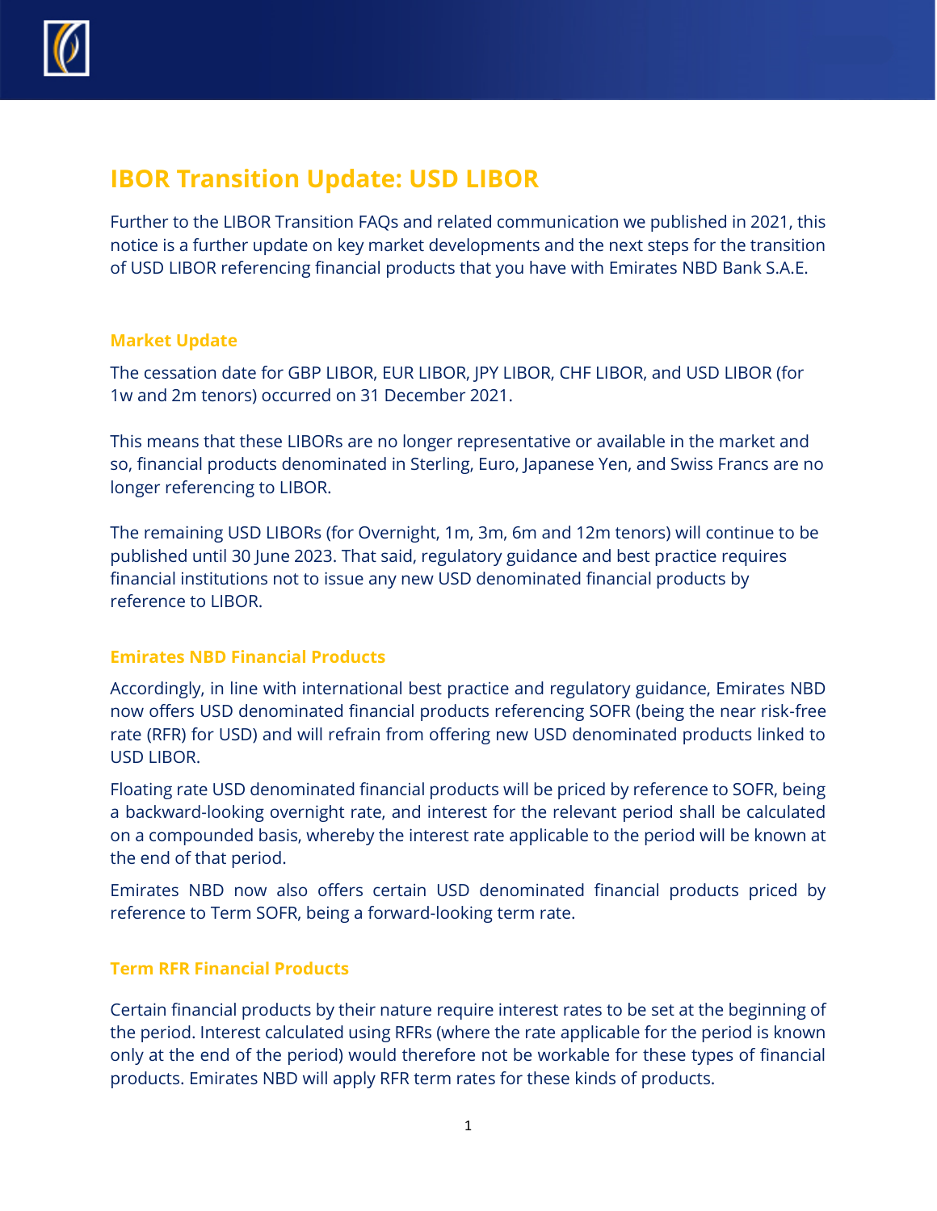# IBOR Transition Update: USD LIBOR

Further to the LIBOR Transition FAQs and related communication we published in 2021, this notice is a further update on key market developments and the next steps for the transition of USD LIBOR referencing financial products that you have with Emirates NBD Bank S.A.E.

## Market Update

The cessation date for GBP LIBOR, EUR LIBOR, JPY LIBOR, CHF LIBOR, and USD LIBOR (for 1w and 2m tenors) occurred on 31 December 2021.

This means that these LIBORs are no longer representative or available in the market and so, financial products denominated in Sterling, Euro, Japanese Yen, and Swiss Francs are no longer referencing to LIBOR.

The remaining USD LIBORs (for Overnight, 1m, 3m, 6m and 12m tenors) will continue to be published until 30 June 2023. That said, regulatory guidance and best practice requires financial institutions not to issue any new USD denominated financial products by reference to LIBOR.

## Emirates NBD Financial Products

Accordingly, in line with international best practice and regulatory guidance, Emirates NBD now offers USD denominated financial products referencing SOFR (being the near risk-free rate (RFR) for USD) and will refrain from offering new USD denominated products linked to USD LIBOR.

Floating rate USD denominated financial products will be priced by reference to SOFR, being a backward-looking overnight rate, and interest for the relevant period shall be calculated on a compounded basis, whereby the interest rate applicable to the period will be known at the end of that period.

Emirates NBD now also offers certain USD denominated financial products priced by reference to Term SOFR, being a forward-looking term rate.

## Term RFR Financial Products

Certain financial products by their nature require interest rates to be set at the beginning of the period. Interest calculated using RFRs (where the rate applicable for the period is known only at the end of the period) would therefore not be workable for these types of financial products. Emirates NBD will apply RFR term rates for these kinds of products.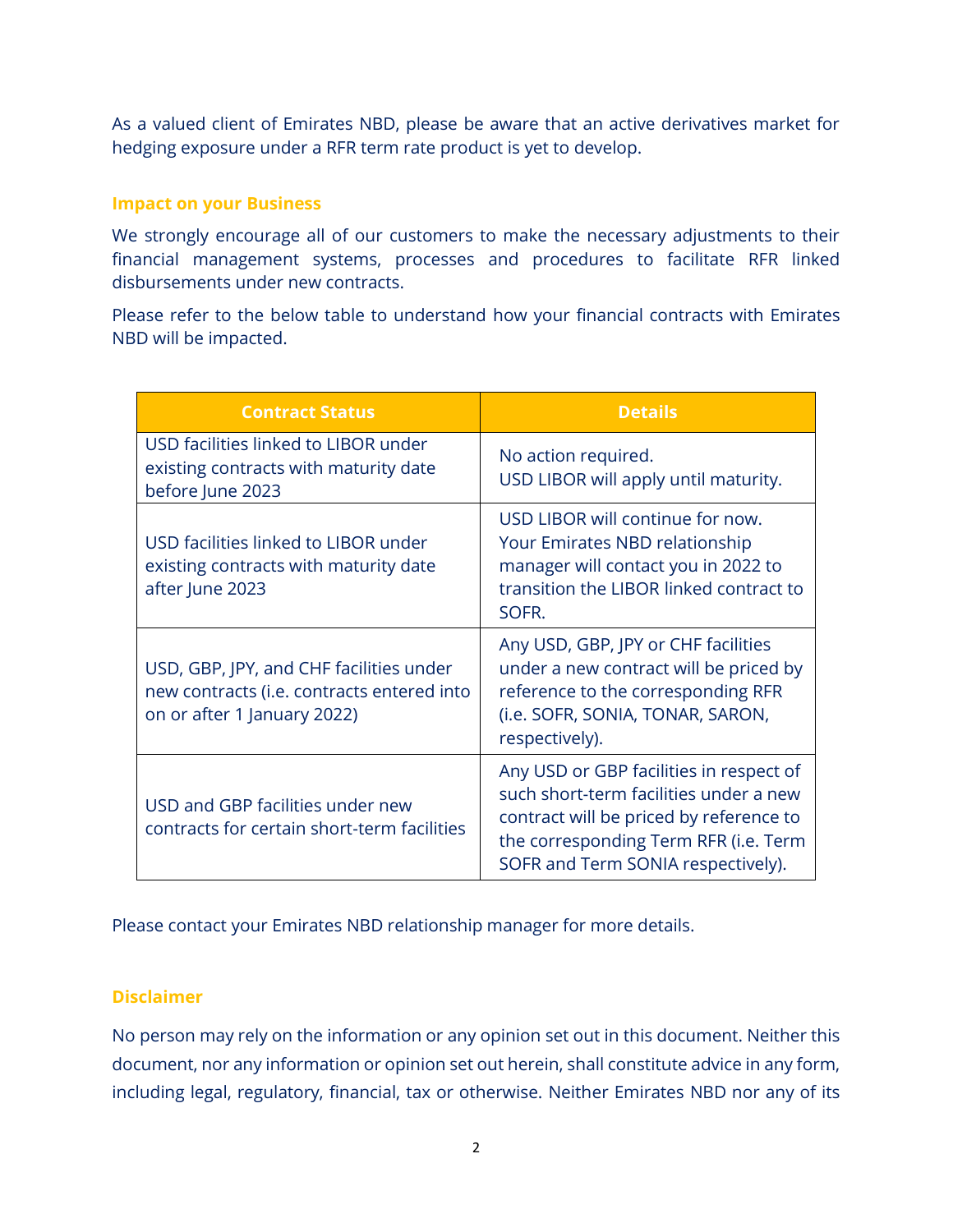As a valued client of Emirates NBD, please be aware that an active derivatives market for hedging exposure under a RFR term rate product is yet to develop.

## Impact on your Business

We strongly encourage all of our customers to make the necessary adjustments to their financial management systems, processes and procedures to facilitate RFR linked disbursements under new contracts.

Please refer to the below table to understand how your financial contracts with Emirates NBD will be impacted.

| Contract Status | Details |
| --- | --- |
| USD facilities linked to LIBOR under existing contracts with maturity date before June 2023 | No action required.<br>USD LIBOR will apply until maturity. |
| USD facilities linked to LIBOR under existing contracts with maturity date after June 2023 | USD LIBOR will continue for now. Your Emirates NBD relationship manager will contact you in 2022 to transition the LIBOR linked contract to SOFR. |
| USD, GBP, JPY, and CHF facilities under new contracts (i.e. contracts entered into on or after 1 January 2022) | Any USD, GBP, JPY or CHF facilities under a new contract will be priced by reference to the corresponding RFR (i.e. SOFR, SONIA, TONAR, SARON, respectively). |
| USD and GBP facilities under new contracts for certain short-term facilities | Any USD or GBP facilities in respect of such short-term facilities under a new contract will be priced by reference to the corresponding Term RFR (i.e. Term SOFR and Term SONIA respectively). |

Please contact your Emirates NBD relationship manager for more details.

## Disclaimer

No person may rely on the information or any opinion set out in this document. Neither this document, nor any information or opinion set out herein, shall constitute advice in any form, including legal, regulatory, financial, tax or otherwise. Neither Emirates NBD nor any of its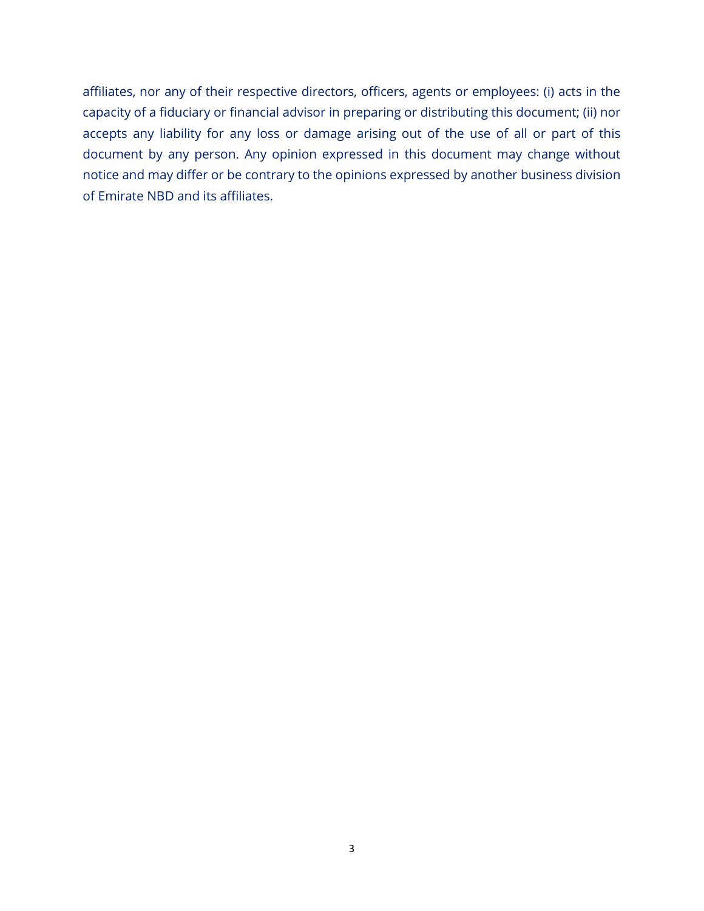affiliates, nor any of their respective directors, officers, agents or employees: (i) acts in the capacity of a fiduciary or financial advisor in preparing or distributing this document; (ii) nor accepts any liability for any loss or damage arising out of the use of all or part of this document by any person. Any opinion expressed in this document may change without notice and may differ or be contrary to the opinions expressed by another business division of Emirate NBD and its affiliates.